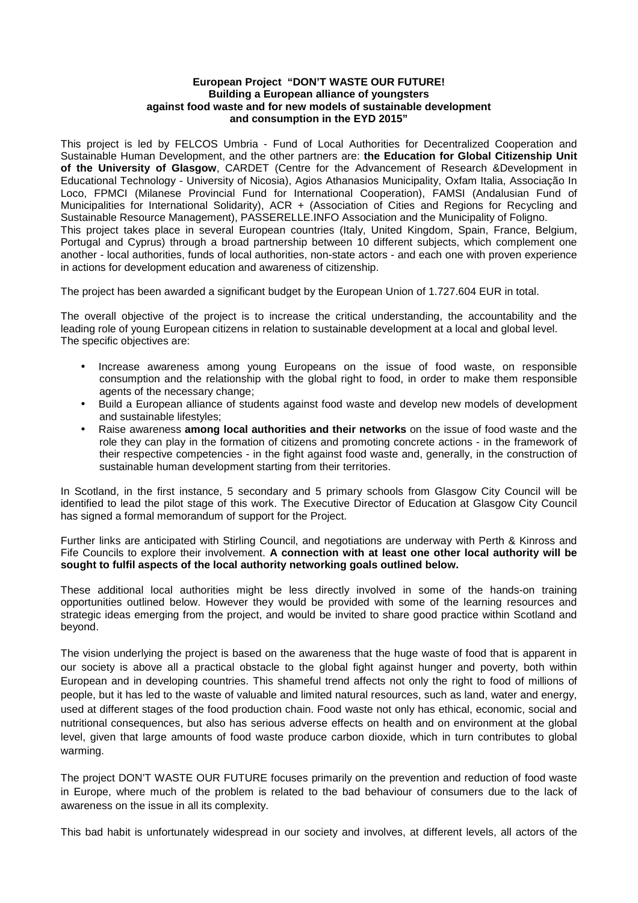**European Project "DON'T WASTE OUR FUTURE!**
**Building a European alliance of youngsters**
**against food waste and for new models of sustainable development**
**and consumption in the EYD 2015"**

This project is led by FELCOS Umbria - Fund of Local Authorities for Decentralized Cooperation and Sustainable Human Development, and the other partners are: **the Education for Global Citizenship Unit of the University of Glasgow**, CARDET (Centre for the Advancement of Research &Development in Educational Technology - University of Nicosia), Agios Athanasios Municipality, Oxfam Italia, Associação In Loco, FPMCI (Milanese Provincial Fund for International Cooperation), FAMSI (Andalusian Fund of Municipalities for International Solidarity), ACR + (Association of Cities and Regions for Recycling and Sustainable Resource Management), PASSERELLE.INFO Association and the Municipality of Foligno.
This project takes place in several European countries (Italy, United Kingdom, Spain, France, Belgium, Portugal and Cyprus) through a broad partnership between 10 different subjects, which complement one another - local authorities, funds of local authorities, non-state actors - and each one with proven experience in actions for development education and awareness of citizenship.

The project has been awarded a significant budget by the European Union of 1.727.604 EUR in total.

The overall objective of the project is to increase the critical understanding, the accountability and the leading role of young European citizens in relation to sustainable development at a local and global level.
The specific objectives are:

- Increase awareness among young Europeans on the issue of food waste, on responsible consumption and the relationship with the global right to food, in order to make them responsible agents of the necessary change;
- Build a European alliance of students against food waste and develop new models of development and sustainable lifestyles;
- Raise awareness **among local authorities and their networks** on the issue of food waste and the role they can play in the formation of citizens and promoting concrete actions - in the framework of their respective competencies - in the fight against food waste and, generally, in the construction of sustainable human development starting from their territories.

In Scotland, in the first instance, 5 secondary and 5 primary schools from Glasgow City Council will be identified to lead the pilot stage of this work. The Executive Director of Education at Glasgow City Council has signed a formal memorandum of support for the Project.

Further links are anticipated with Stirling Council, and negotiations are underway with Perth & Kinross and Fife Councils to explore their involvement. **A connection with at least one other local authority will be sought to fulfil aspects of the local authority networking goals outlined below.**

These additional local authorities might be less directly involved in some of the hands-on training opportunities outlined below. However they would be provided with some of the learning resources and strategic ideas emerging from the project, and would be invited to share good practice within Scotland and beyond.

The vision underlying the project is based on the awareness that the huge waste of food that is apparent in our society is above all a practical obstacle to the global fight against hunger and poverty, both within European and in developing countries. This shameful trend affects not only the right to food of millions of people, but it has led to the waste of valuable and limited natural resources, such as land, water and energy, used at different stages of the food production chain. Food waste not only has ethical, economic, social and nutritional consequences, but also has serious adverse effects on health and on environment at the global level, given that large amounts of food waste produce carbon dioxide, which in turn contributes to global warming.

The project DON'T WASTE OUR FUTURE focuses primarily on the prevention and reduction of food waste in Europe, where much of the problem is related to the bad behaviour of consumers due to the lack of awareness on the issue in all its complexity.

This bad habit is unfortunately widespread in our society and involves, at different levels, all actors of the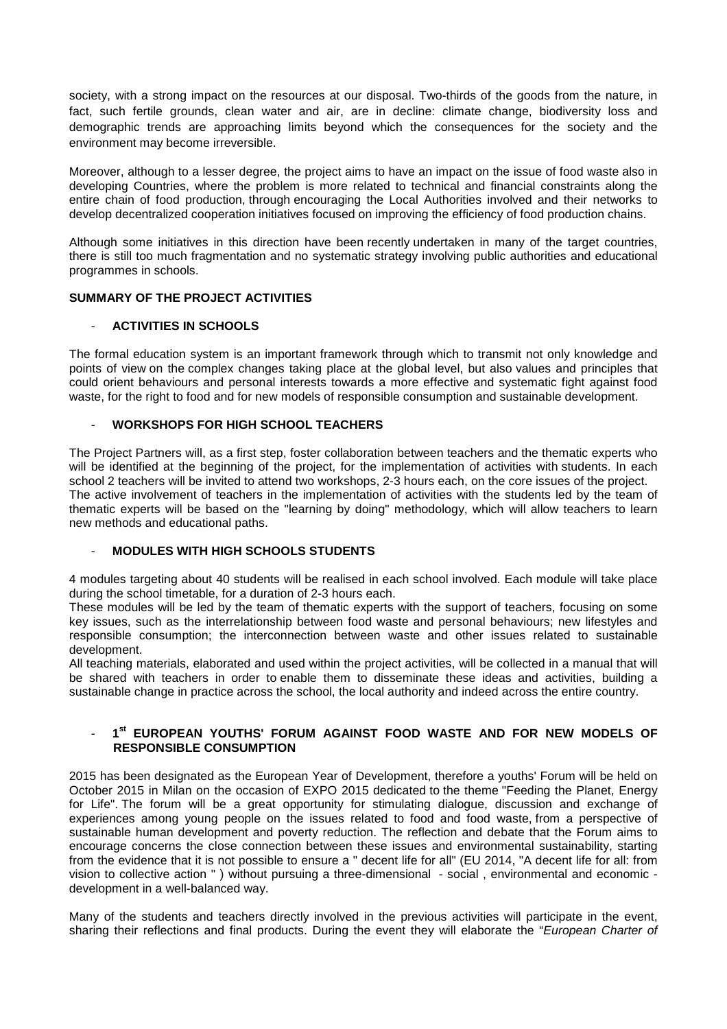society, with a strong impact on the resources at our disposal. Two-thirds of the goods from the nature, in fact, such fertile grounds, clean water and air, are in decline: climate change, biodiversity loss and demographic trends are approaching limits beyond which the consequences for the society and the environment may become irreversible.

Moreover, although to a lesser degree, the project aims to have an impact on the issue of food waste also in developing Countries, where the problem is more related to technical and financial constraints along the entire chain of food production, through encouraging the Local Authorities involved and their networks to develop decentralized cooperation initiatives focused on improving the efficiency of food production chains.

Although some initiatives in this direction have been recently undertaken in many of the target countries, there is still too much fragmentation and no systematic strategy involving public authorities and educational programmes in schools.

**SUMMARY OF THE PROJECT ACTIVITIES**

- **ACTIVITIES IN SCHOOLS**

The formal education system is an important framework through which to transmit not only knowledge and points of view on the complex changes taking place at the global level, but also values and principles that could orient behaviours and personal interests towards a more effective and systematic fight against food waste, for the right to food and for new models of responsible consumption and sustainable development.

- **WORKSHOPS FOR HIGH SCHOOL TEACHERS**

The Project Partners will, as a first step, foster collaboration between teachers and the thematic experts who will be identified at the beginning of the project, for the implementation of activities with students. In each school 2 teachers will be invited to attend two workshops, 2-3 hours each, on the core issues of the project.
The active involvement of teachers in the implementation of activities with the students led by the team of thematic experts will be based on the "learning by doing" methodology, which will allow teachers to learn new methods and educational paths.

- **MODULES WITH HIGH SCHOOLS STUDENTS**

4 modules targeting about 40 students will be realised in each school involved. Each module will take place during the school timetable, for a duration of 2-3 hours each.
These modules will be led by the team of thematic experts with the support of teachers, focusing on some key issues, such as the interrelationship between food waste and personal behaviours; new lifestyles and responsible consumption; the interconnection between waste and other issues related to sustainable development.
All teaching materials, elaborated and used within the project activities, will be collected in a manual that will be shared with teachers in order to enable them to disseminate these ideas and activities, building a sustainable change in practice across the school, the local authority and indeed across the entire country.

- **1st EUROPEAN YOUTHS' FORUM AGAINST FOOD WASTE AND FOR NEW MODELS OF RESPONSIBLE CONSUMPTION**

2015 has been designated as the European Year of Development, therefore a youths' Forum will be held on October 2015 in Milan on the occasion of EXPO 2015 dedicated to the theme "Feeding the Planet, Energy for Life". The forum will be a great opportunity for stimulating dialogue, discussion and exchange of experiences among young people on the issues related to food and food waste, from a perspective of sustainable human development and poverty reduction. The reflection and debate that the Forum aims to encourage concerns the close connection between these issues and environmental sustainability, starting from the evidence that it is not possible to ensure a " decent life for all" (EU 2014, "A decent life for all: from vision to collective action " ) without pursuing a three-dimensional - social , environmental and economic - development in a well-balanced way.

Many of the students and teachers directly involved in the previous activities will participate in the event, sharing their reflections and final products. During the event they will elaborate the "*European Charter of*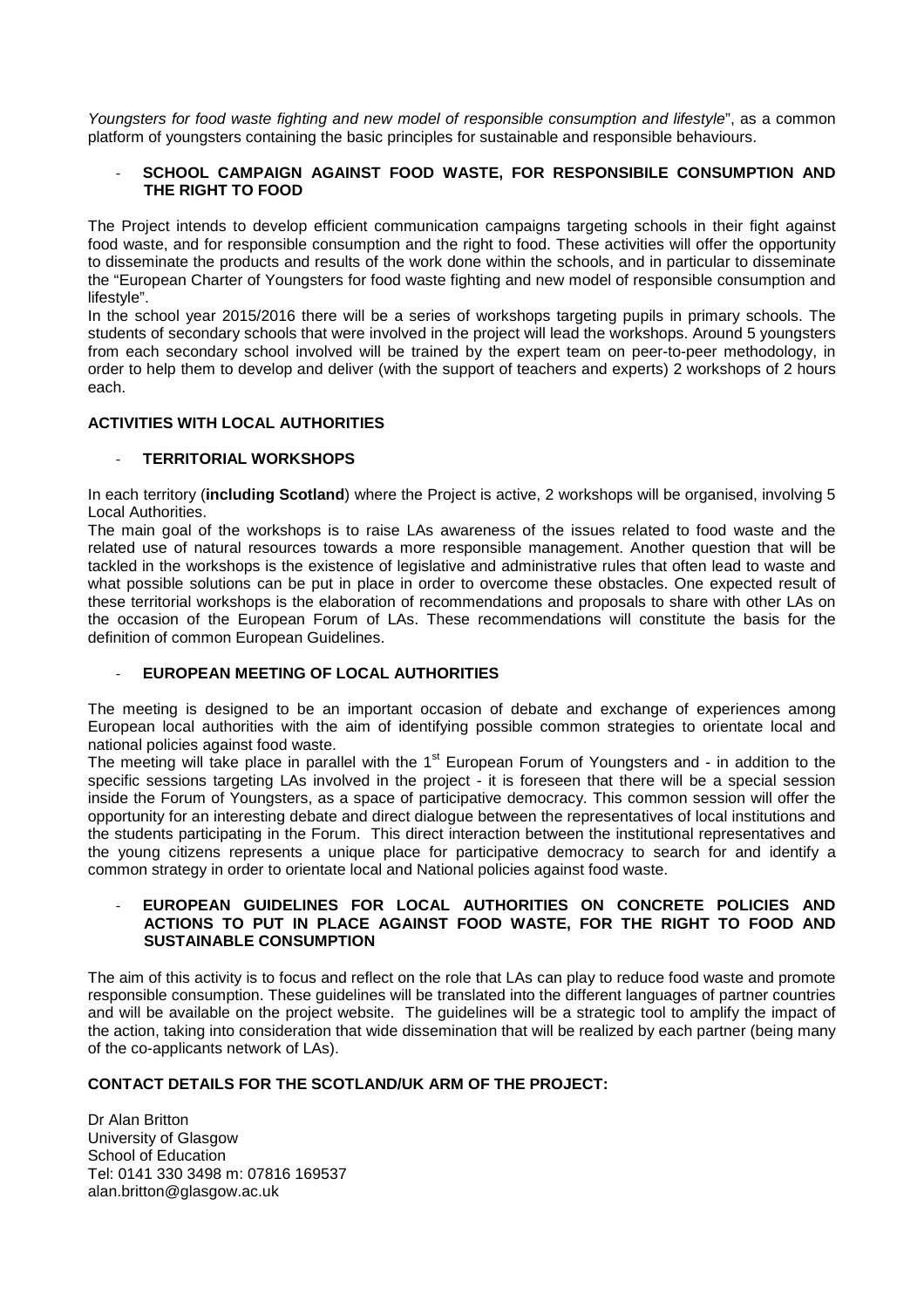*Youngsters for food waste fighting and new model of responsible consumption and lifestyle*", as a common platform of youngsters containing the basic principles for sustainable and responsible behaviours.

- **SCHOOL CAMPAIGN AGAINST FOOD WASTE, FOR RESPONSIBILE CONSUMPTION AND THE RIGHT TO FOOD**

The Project intends to develop efficient communication campaigns targeting schools in their fight against food waste, and for responsible consumption and the right to food. These activities will offer the opportunity to disseminate the products and results of the work done within the schools, and in particular to disseminate the "European Charter of Youngsters for food waste fighting and new model of responsible consumption and lifestyle".

In the school year 2015/2016 there will be a series of workshops targeting pupils in primary schools. The students of secondary schools that were involved in the project will lead the workshops. Around 5 youngsters from each secondary school involved will be trained by the expert team on peer-to-peer methodology, in order to help them to develop and deliver (with the support of teachers and experts) 2 workshops of 2 hours each.

## ACTIVITIES WITH LOCAL AUTHORITIES

- **TERRITORIAL WORKSHOPS**

In each territory (**including Scotland**) where the Project is active, 2 workshops will be organised, involving 5 Local Authorities.

The main goal of the workshops is to raise LAs awareness of the issues related to food waste and the related use of natural resources towards a more responsible management. Another question that will be tackled in the workshops is the existence of legislative and administrative rules that often lead to waste and what possible solutions can be put in place in order to overcome these obstacles. One expected result of these territorial workshops is the elaboration of recommendations and proposals to share with other LAs on the occasion of the European Forum of LAs. These recommendations will constitute the basis for the definition of common European Guidelines.

- **EUROPEAN MEETING OF LOCAL AUTHORITIES**

The meeting is designed to be an important occasion of debate and exchange of experiences among European local authorities with the aim of identifying possible common strategies to orientate local and national policies against food waste.

The meeting will take place in parallel with the 1st European Forum of Youngsters and - in addition to the specific sessions targeting LAs involved in the project - it is foreseen that there will be a special session inside the Forum of Youngsters, as a space of participative democracy. This common session will offer the opportunity for an interesting debate and direct dialogue between the representatives of local institutions and the students participating in the Forum. This direct interaction between the institutional representatives and the young citizens represents a unique place for participative democracy to search for and identify a common strategy in order to orientate local and National policies against food waste.

- **EUROPEAN GUIDELINES FOR LOCAL AUTHORITIES ON CONCRETE POLICIES AND ACTIONS TO PUT IN PLACE AGAINST FOOD WASTE, FOR THE RIGHT TO FOOD AND SUSTAINABLE CONSUMPTION**

The aim of this activity is to focus and reflect on the role that LAs can play to reduce food waste and promote responsible consumption. These guidelines will be translated into the different languages of partner countries and will be available on the project website. The guidelines will be a strategic tool to amplify the impact of the action, taking into consideration that wide dissemination that will be realized by each partner (being many of the co-applicants network of LAs).

## CONTACT DETAILS FOR THE SCOTLAND/UK ARM OF THE PROJECT:

Dr Alan Britton
University of Glasgow
School of Education
Tel: 0141 330 3498 m: 07816 169537
alan.britton@glasgow.ac.uk